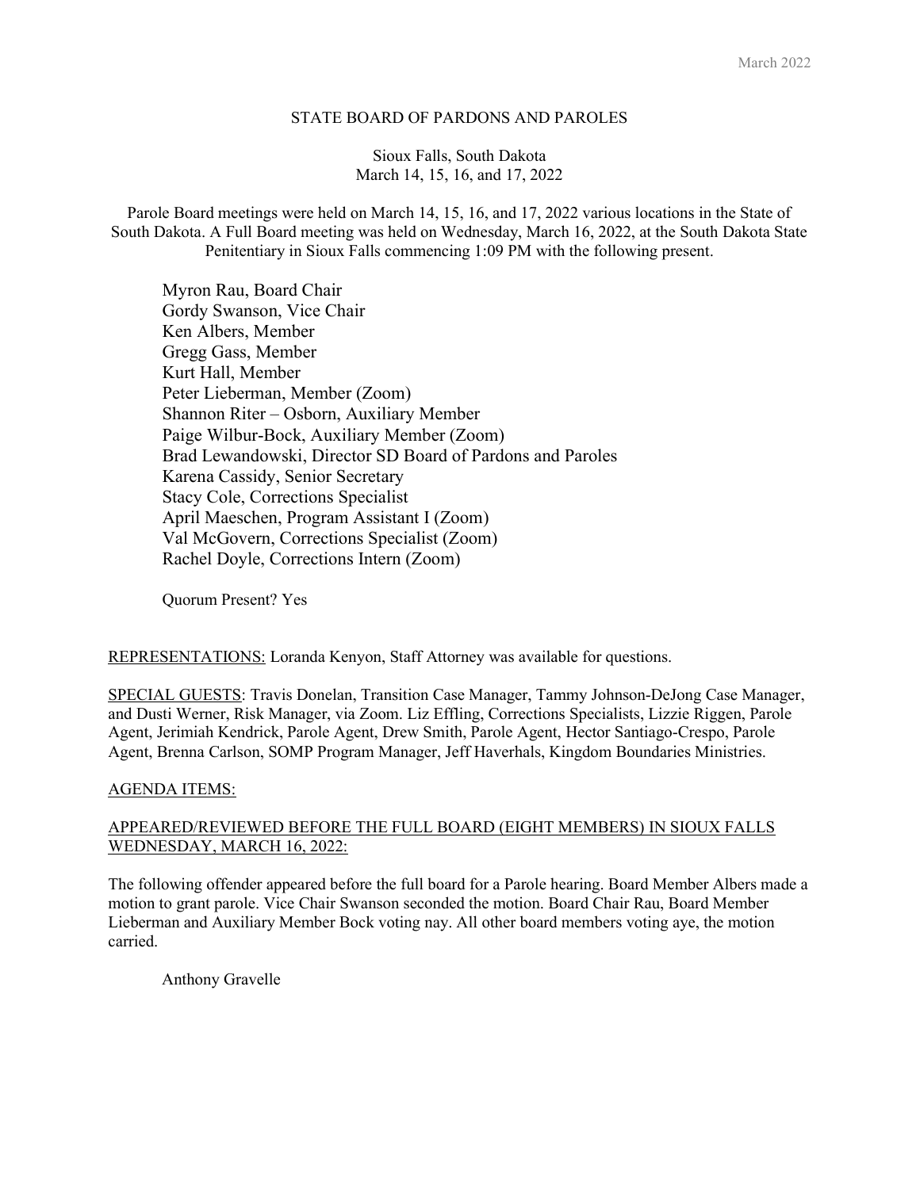# STATE BOARD OF PARDONS AND PAROLES

Sioux Falls, South Dakota
March 14, 15, 16, and 17, 2022

Parole Board meetings were held on March 14, 15, 16, and 17, 2022 various locations in the State of South Dakota. A Full Board meeting was held on Wednesday, March 16, 2022, at the South Dakota State Penitentiary in Sioux Falls commencing 1:09 PM with the following present.

Myron Rau, Board Chair
Gordy Swanson, Vice Chair
Ken Albers, Member
Gregg Gass, Member
Kurt Hall, Member
Peter Lieberman, Member (Zoom)
Shannon Riter – Osborn, Auxiliary Member
Paige Wilbur-Bock, Auxiliary Member (Zoom)
Brad Lewandowski, Director SD Board of Pardons and Paroles
Karena Cassidy, Senior Secretary
Stacy Cole, Corrections Specialist
April Maeschen, Program Assistant I (Zoom)
Val McGovern, Corrections Specialist (Zoom)
Rachel Doyle, Corrections Intern (Zoom)

Quorum Present? Yes

REPRESENTATIONS: Loranda Kenyon, Staff Attorney was available for questions.

SPECIAL GUESTS: Travis Donelan, Transition Case Manager, Tammy Johnson-DeJong Case Manager, and Dusti Werner, Risk Manager, via Zoom. Liz Effling, Corrections Specialists, Lizzie Riggen, Parole Agent, Jerimiah Kendrick, Parole Agent, Drew Smith, Parole Agent, Hector Santiago-Crespo, Parole Agent, Brenna Carlson, SOMP Program Manager, Jeff Haverhals, Kingdom Boundaries Ministries.

AGENDA ITEMS:

APPEARED/REVIEWED BEFORE THE FULL BOARD (EIGHT MEMBERS) IN SIOUX FALLS WEDNESDAY, MARCH 16, 2022:

The following offender appeared before the full board for a Parole hearing. Board Member Albers made a motion to grant parole. Vice Chair Swanson seconded the motion. Board Chair Rau, Board Member Lieberman and Auxiliary Member Bock voting nay. All other board members voting aye, the motion carried.

Anthony Gravelle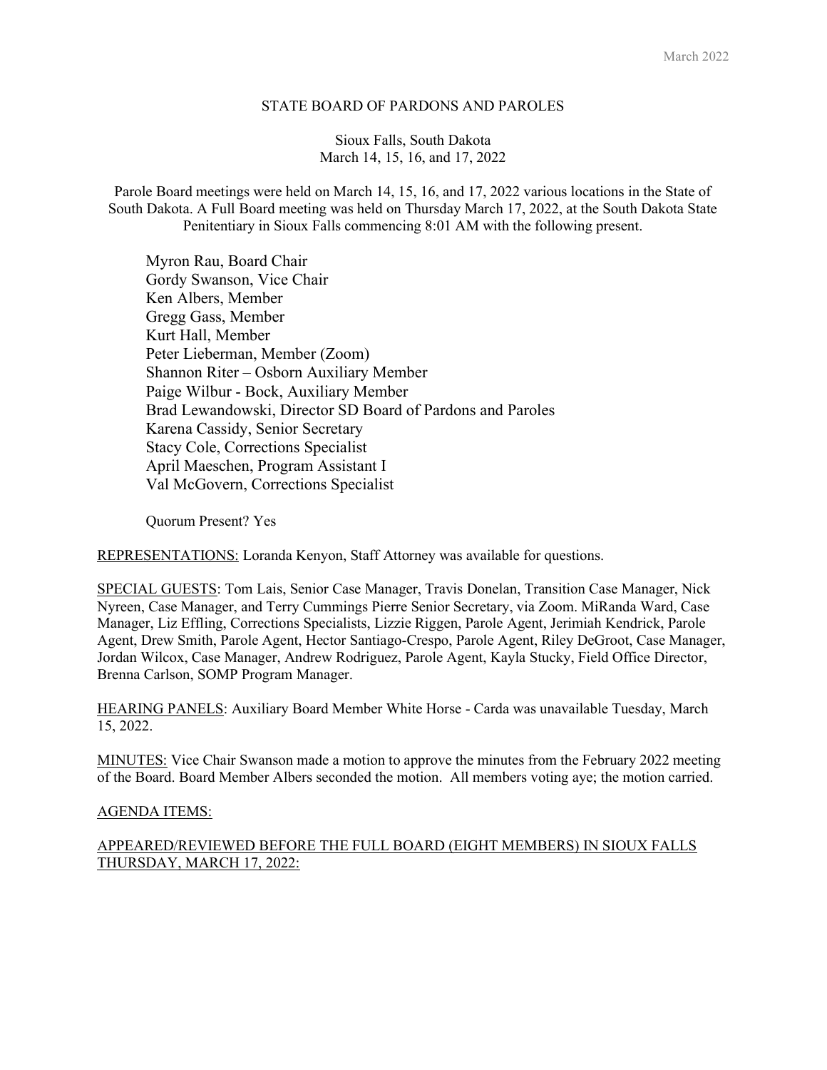# STATE BOARD OF PARDONS AND PAROLES

Sioux Falls, South Dakota
March 14, 15, 16, and 17, 2022

Parole Board meetings were held on March 14, 15, 16, and 17, 2022 various locations in the State of South Dakota. A Full Board meeting was held on Thursday March 17, 2022, at the South Dakota State Penitentiary in Sioux Falls commencing 8:01 AM with the following present.

Myron Rau, Board Chair
Gordy Swanson, Vice Chair
Ken Albers, Member
Gregg Gass, Member
Kurt Hall, Member
Peter Lieberman, Member (Zoom)
Shannon Riter – Osborn Auxiliary Member
Paige Wilbur - Bock, Auxiliary Member
Brad Lewandowski, Director SD Board of Pardons and Paroles
Karena Cassidy, Senior Secretary
Stacy Cole, Corrections Specialist
April Maeschen, Program Assistant I
Val McGovern, Corrections Specialist

Quorum Present? Yes

<u>REPRESENTATIONS:</u> Loranda Kenyon, Staff Attorney was available for questions.

<u>SPECIAL GUESTS</u>: Tom Lais, Senior Case Manager, Travis Donelan, Transition Case Manager, Nick Nyreen, Case Manager, and Terry Cummings Pierre Senior Secretary, via Zoom. MiRanda Ward, Case Manager, Liz Effling, Corrections Specialists, Lizzie Riggen, Parole Agent, Jerimiah Kendrick, Parole Agent, Drew Smith, Parole Agent, Hector Santiago-Crespo, Parole Agent, Riley DeGroot, Case Manager, Jordan Wilcox, Case Manager, Andrew Rodriguez, Parole Agent, Kayla Stucky, Field Office Director, Brenna Carlson, SOMP Program Manager.

<u>HEARING PANELS</u>: Auxiliary Board Member White Horse - Carda was unavailable Tuesday, March 15, 2022.

<u>MINUTES:</u> Vice Chair Swanson made a motion to approve the minutes from the February 2022 meeting of the Board. Board Member Albers seconded the motion. All members voting aye; the motion carried.

<u>AGENDA ITEMS:</u>

<u>APPEARED/REVIEWED BEFORE THE FULL BOARD (EIGHT MEMBERS) IN SIOUX FALLS THURSDAY, MARCH 17, 2022:</u>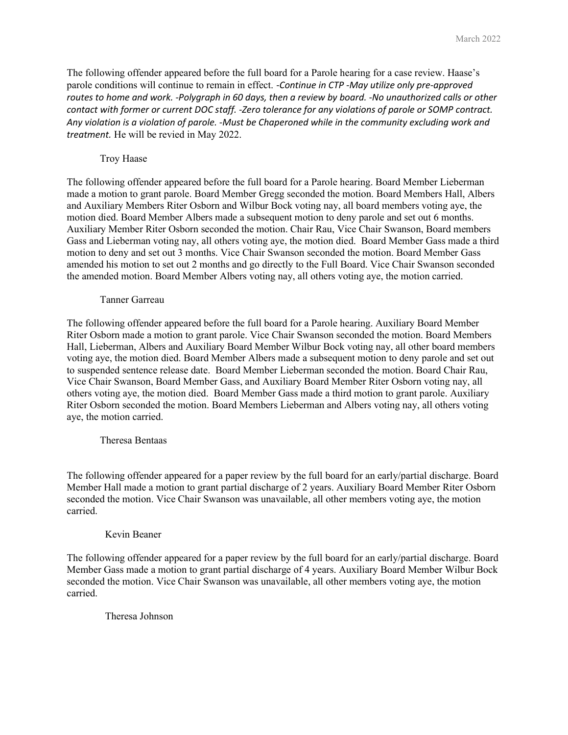The following offender appeared before the full board for a Parole hearing for a case review. Haase's parole conditions will continue to remain in effect. -*Continue in CTP -May utilize only pre-approved routes to home and work. -Polygraph in 60 days, then a review by board. -No unauthorized calls or other contact with former or current DOC staff. -Zero tolerance for any violations of parole or SOMP contract. Any violation is a violation of parole. -Must be Chaperoned while in the community excluding work and treatment.* He will be revied in May 2022.

Troy Haase

The following offender appeared before the full board for a Parole hearing. Board Member Lieberman made a motion to grant parole. Board Member Gregg seconded the motion. Board Members Hall, Albers and Auxiliary Members Riter Osborn and Wilbur Bock voting nay, all board members voting aye, the motion died. Board Member Albers made a subsequent motion to deny parole and set out 6 months. Auxiliary Member Riter Osborn seconded the motion. Chair Rau, Vice Chair Swanson, Board members Gass and Lieberman voting nay, all others voting aye, the motion died. Board Member Gass made a third motion to deny and set out 3 months. Vice Chair Swanson seconded the motion. Board Member Gass amended his motion to set out 2 months and go directly to the Full Board. Vice Chair Swanson seconded the amended motion. Board Member Albers voting nay, all others voting aye, the motion carried.

Tanner Garreau

The following offender appeared before the full board for a Parole hearing. Auxiliary Board Member Riter Osborn made a motion to grant parole. Vice Chair Swanson seconded the motion. Board Members Hall, Lieberman, Albers and Auxiliary Board Member Wilbur Bock voting nay, all other board members voting aye, the motion died. Board Member Albers made a subsequent motion to deny parole and set out to suspended sentence release date. Board Member Lieberman seconded the motion. Board Chair Rau, Vice Chair Swanson, Board Member Gass, and Auxiliary Board Member Riter Osborn voting nay, all others voting aye, the motion died. Board Member Gass made a third motion to grant parole. Auxiliary Riter Osborn seconded the motion. Board Members Lieberman and Albers voting nay, all others voting aye, the motion carried.

Theresa Bentaas

The following offender appeared for a paper review by the full board for an early/partial discharge. Board Member Hall made a motion to grant partial discharge of 2 years. Auxiliary Board Member Riter Osborn seconded the motion. Vice Chair Swanson was unavailable, all other members voting aye, the motion carried.

Kevin Beaner

The following offender appeared for a paper review by the full board for an early/partial discharge. Board Member Gass made a motion to grant partial discharge of 4 years. Auxiliary Board Member Wilbur Bock seconded the motion. Vice Chair Swanson was unavailable, all other members voting aye, the motion carried.

Theresa Johnson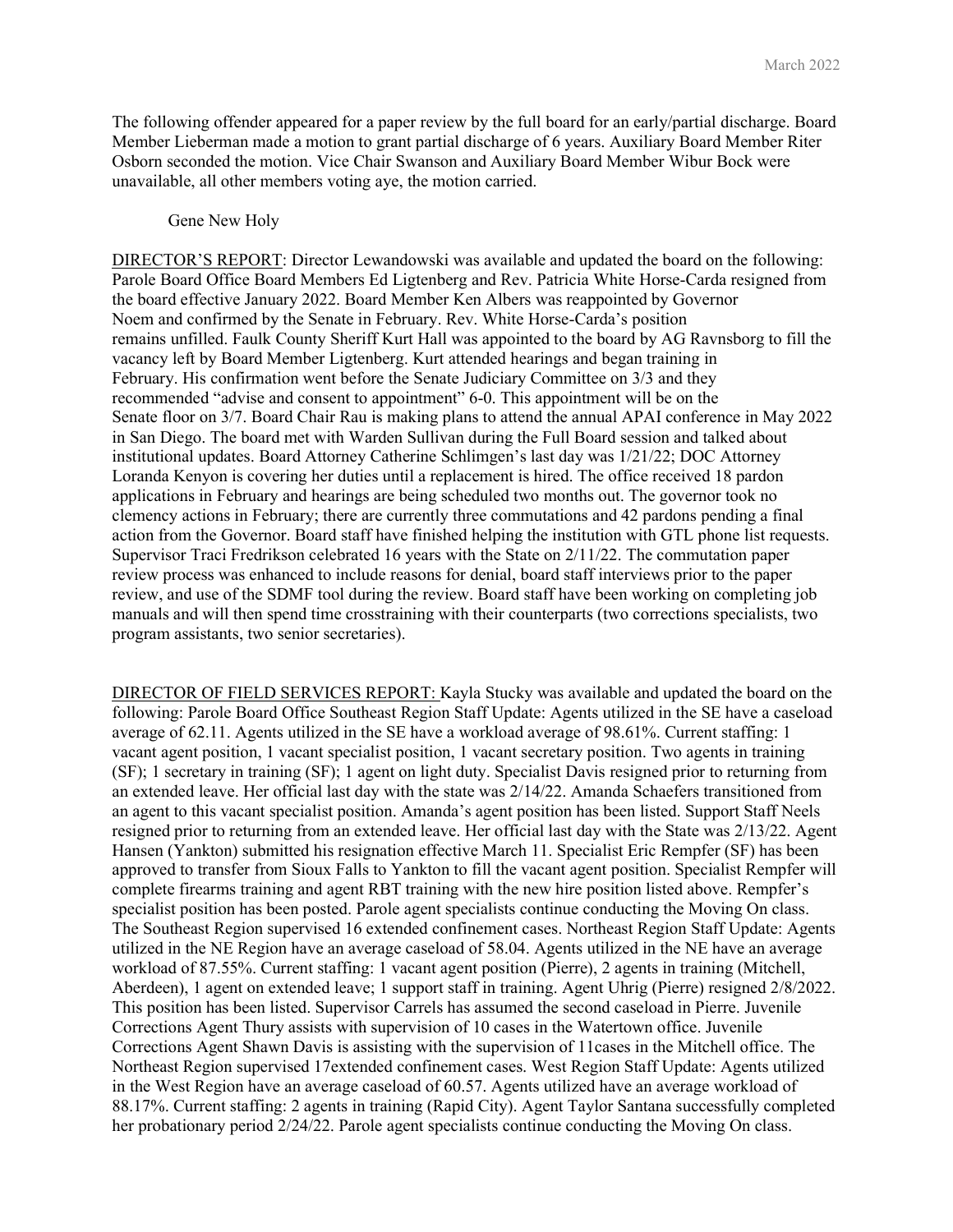The following offender appeared for a paper review by the full board for an early/partial discharge. Board Member Lieberman made a motion to grant partial discharge of 6 years. Auxiliary Board Member Riter Osborn seconded the motion. Vice Chair Swanson and Auxiliary Board Member Wibur Bock were unavailable, all other members voting aye, the motion carried.

Gene New Holy

DIRECTOR'S REPORT: Director Lewandowski was available and updated the board on the following: Parole Board Office Board Members Ed Ligtenberg and Rev. Patricia White Horse-Carda resigned from the board effective January 2022. Board Member Ken Albers was reappointed by Governor Noem and confirmed by the Senate in February. Rev. White Horse-Carda's position remains unfilled. Faulk County Sheriff Kurt Hall was appointed to the board by AG Ravnsborg to fill the vacancy left by Board Member Ligtenberg. Kurt attended hearings and began training in February. His confirmation went before the Senate Judiciary Committee on 3/3 and they recommended "advise and consent to appointment" 6-0. This appointment will be on the Senate floor on 3/7. Board Chair Rau is making plans to attend the annual APAI conference in May 2022 in San Diego. The board met with Warden Sullivan during the Full Board session and talked about institutional updates. Board Attorney Catherine Schlimgen's last day was 1/21/22; DOC Attorney Loranda Kenyon is covering her duties until a replacement is hired. The office received 18 pardon applications in February and hearings are being scheduled two months out. The governor took no clemency actions in February; there are currently three commutations and 42 pardons pending a final action from the Governor. Board staff have finished helping the institution with GTL phone list requests. Supervisor Traci Fredrikson celebrated 16 years with the State on 2/11/22. The commutation paper review process was enhanced to include reasons for denial, board staff interviews prior to the paper review, and use of the SDMF tool during the review. Board staff have been working on completing job manuals and will then spend time crosstraining with their counterparts (two corrections specialists, two program assistants, two senior secretaries).

DIRECTOR OF FIELD SERVICES REPORT: Kayla Stucky was available and updated the board on the following: Parole Board Office Southeast Region Staff Update: Agents utilized in the SE have a caseload average of 62.11. Agents utilized in the SE have a workload average of 98.61%. Current staffing: 1 vacant agent position, 1 vacant specialist position, 1 vacant secretary position. Two agents in training (SF); 1 secretary in training (SF); 1 agent on light duty. Specialist Davis resigned prior to returning from an extended leave. Her official last day with the state was 2/14/22. Amanda Schaefers transitioned from an agent to this vacant specialist position. Amanda's agent position has been listed. Support Staff Neels resigned prior to returning from an extended leave. Her official last day with the State was 2/13/22. Agent Hansen (Yankton) submitted his resignation effective March 11. Specialist Eric Rempfer (SF) has been approved to transfer from Sioux Falls to Yankton to fill the vacant agent position. Specialist Rempfer will complete firearms training and agent RBT training with the new hire position listed above. Rempfer's specialist position has been posted. Parole agent specialists continue conducting the Moving On class. The Southeast Region supervised 16 extended confinement cases. Northeast Region Staff Update: Agents utilized in the NE Region have an average caseload of 58.04. Agents utilized in the NE have an average workload of 87.55%. Current staffing: 1 vacant agent position (Pierre), 2 agents in training (Mitchell, Aberdeen), 1 agent on extended leave; 1 support staff in training. Agent Uhrig (Pierre) resigned 2/8/2022. This position has been listed. Supervisor Carrels has assumed the second caseload in Pierre. Juvenile Corrections Agent Thury assists with supervision of 10 cases in the Watertown office. Juvenile Corrections Agent Shawn Davis is assisting with the supervision of 11cases in the Mitchell office. The Northeast Region supervised 17extended confinement cases. West Region Staff Update: Agents utilized in the West Region have an average caseload of 60.57. Agents utilized have an average workload of 88.17%. Current staffing: 2 agents in training (Rapid City). Agent Taylor Santana successfully completed her probationary period 2/24/22. Parole agent specialists continue conducting the Moving On class.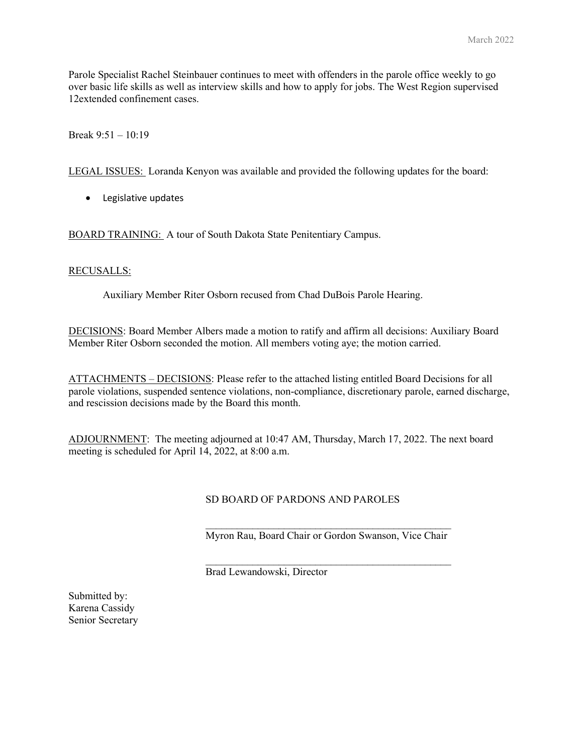Parole Specialist Rachel Steinbauer continues to meet with offenders in the parole office weekly to go over basic life skills as well as interview skills and how to apply for jobs. The West Region supervised 12extended confinement cases.

Break 9:51 – 10:19

<u>LEGAL ISSUES:</u> Loranda Kenyon was available and provided the following updates for the board:

- Legislative updates

<u>BOARD TRAINING:</u> A tour of South Dakota State Penitentiary Campus.

<u>RECUSALLS:</u>

Auxiliary Member Riter Osborn recused from Chad DuBois Parole Hearing.

<u>DECISIONS</u>: Board Member Albers made a motion to ratify and affirm all decisions: Auxiliary Board Member Riter Osborn seconded the motion. All members voting aye; the motion carried.

<u>ATTACHMENTS – DECISIONS</u>: Please refer to the attached listing entitled Board Decisions for all parole violations, suspended sentence violations, non-compliance, discretionary parole, earned discharge, and rescission decisions made by the Board this month.

<u>ADJOURNMENT</u>: The meeting adjourned at 10:47 AM, Thursday, March 17, 2022. The next board meeting is scheduled for April 14, 2022, at 8:00 a.m.

SD BOARD OF PARDONS AND PAROLES

\_\_\_\_\_\_\_\_\_\_\_\_\_\_\_\_\_\_\_\_\_\_\_\_\_\_\_\_\_\_\_\_\_\_\_\_\_\_\_\_\_\_\_\_\_\_\_\_

Myron Rau, Board Chair or Gordon Swanson, Vice Chair

\_\_\_\_\_\_\_\_\_\_\_\_\_\_\_\_\_\_\_\_\_\_\_\_\_\_\_\_\_\_\_\_\_\_\_\_\_\_\_\_\_\_\_\_\_\_\_\_

Brad Lewandowski, Director

Submitted by:
Karena Cassidy
Senior Secretary